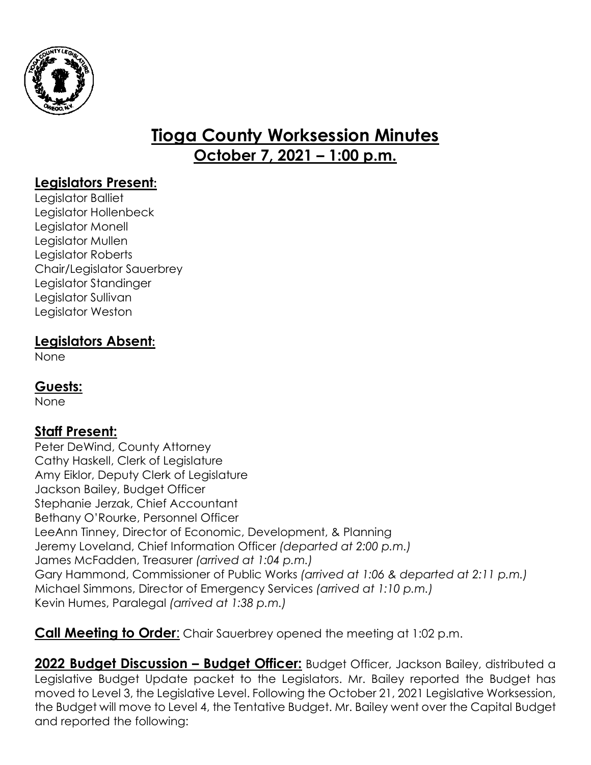# Tioga County Worksession Minutes

## October 7, 2021 – 1:00 p.m.

### Legislators Present:

Legislator Balliet
Legislator Hollenbeck
Legislator Monell
Legislator Mullen
Legislator Roberts
Chair/Legislator Sauerbrey
Legislator Standinger
Legislator Sullivan
Legislator Weston

### Legislators Absent:

None

### Guests:

None

### Staff Present:

Peter DeWind, County Attorney
Cathy Haskell, Clerk of Legislature
Amy Eiklor, Deputy Clerk of Legislature
Jackson Bailey, Budget Officer
Stephanie Jerzak, Chief Accountant
Bethany O'Rourke, Personnel Officer
LeeAnn Tinney, Director of Economic, Development, & Planning
Jeremy Loveland, Chief Information Officer *(departed at 2:00 p.m.)*
James McFadden, Treasurer *(arrived at 1:04 p.m.)*
Gary Hammond, Commissioner of Public Works *(arrived at 1:06 & departed at 2:11 p.m.)*
Michael Simmons, Director of Emergency Services *(arrived at 1:10 p.m.)*
Kevin Humes, Paralegal *(arrived at 1:38 p.m.)*

**Call Meeting to Order**: Chair Sauerbrey opened the meeting at 1:02 p.m.

**2022 Budget Discussion – Budget Officer:** Budget Officer, Jackson Bailey, distributed a Legislative Budget Update packet to the Legislators. Mr. Bailey reported the Budget has moved to Level 3, the Legislative Level. Following the October 21, 2021 Legislative Worksession, the Budget will move to Level 4, the Tentative Budget. Mr. Bailey went over the Capital Budget and reported the following: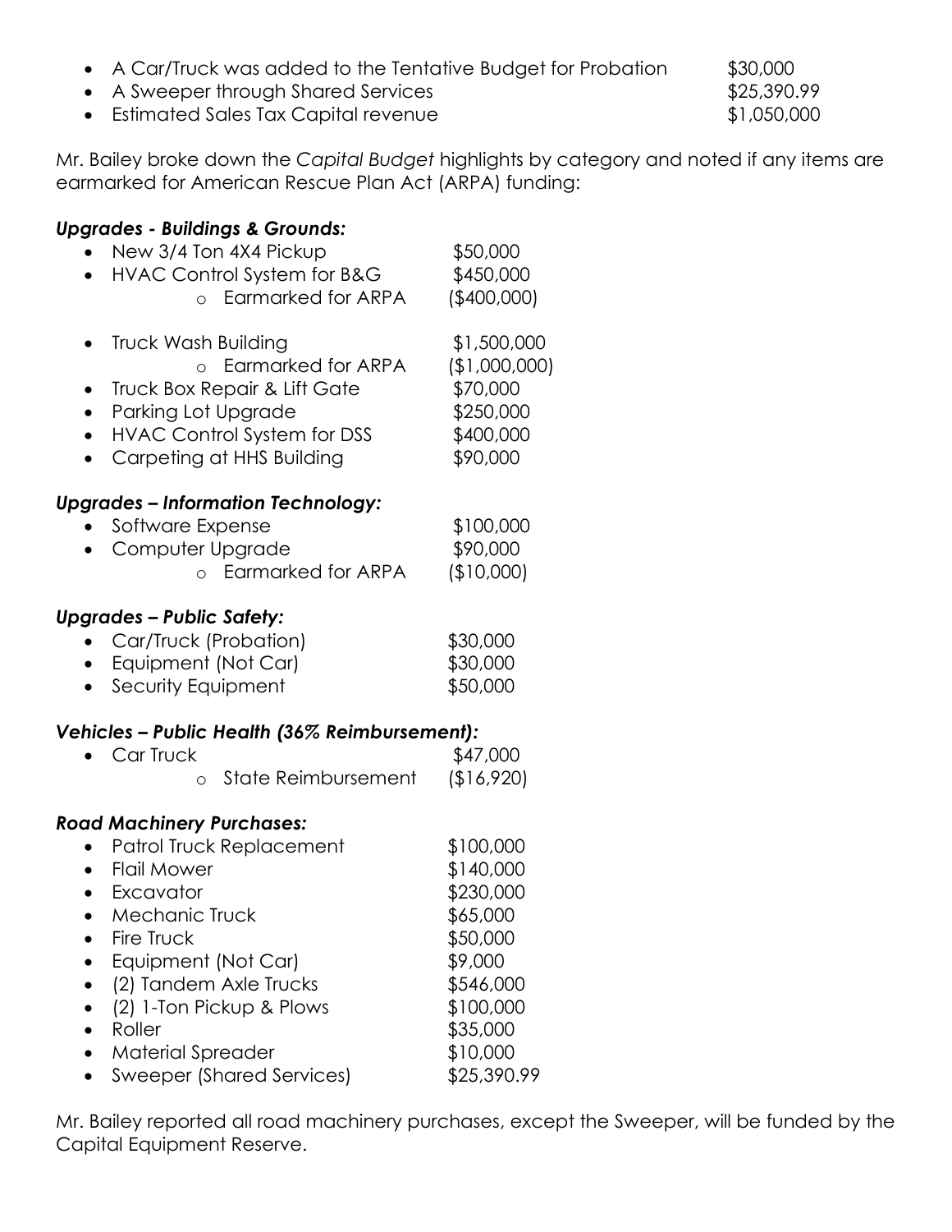- A Car/Truck was added to the Tentative Budget for Probation $30,000
- A Sweeper through Shared Services $25,390.99
- Estimated Sales Tax Capital revenue $1,050,000

Mr. Bailey broke down the *Capital Budget* highlights by category and noted if any items are earmarked for American Rescue Plan Act (ARPA) funding:

***Upgrades - Buildings & Grounds:***

- New 3/4 Ton 4X4 Pickup $50,000
- HVAC Control System for B&G $450,000
  - Earmarked for ARPA ($400,000)
- Truck Wash Building $1,500,000
  - Earmarked for ARPA ($1,000,000)
- Truck Box Repair & Lift Gate $70,000
- Parking Lot Upgrade $250,000
- HVAC Control System for DSS $400,000
- Carpeting at HHS Building $90,000

***Upgrades – Information Technology:***

- Software Expense $100,000
- Computer Upgrade $90,000
  - Earmarked for ARPA ($10,000)

***Upgrades – Public Safety:***

- Car/Truck (Probation) $30,000
- Equipment (Not Car) $30,000
- Security Equipment $50,000

***Vehicles – Public Health (36% Reimbursement):***

- Car Truck $47,000
  - State Reimbursement ($16,920)

***Road Machinery Purchases:***

- Patrol Truck Replacement $100,000
- Flail Mower $140,000
- Excavator $230,000
- Mechanic Truck $65,000
- Fire Truck $50,000
- Equipment (Not Car) $9,000
- (2) Tandem Axle Trucks $546,000
- (2) 1-Ton Pickup & Plows $100,000
- Roller $35,000
- Material Spreader $10,000
- Sweeper (Shared Services) $25,390.99

Mr. Bailey reported all road machinery purchases, except the Sweeper, will be funded by the Capital Equipment Reserve.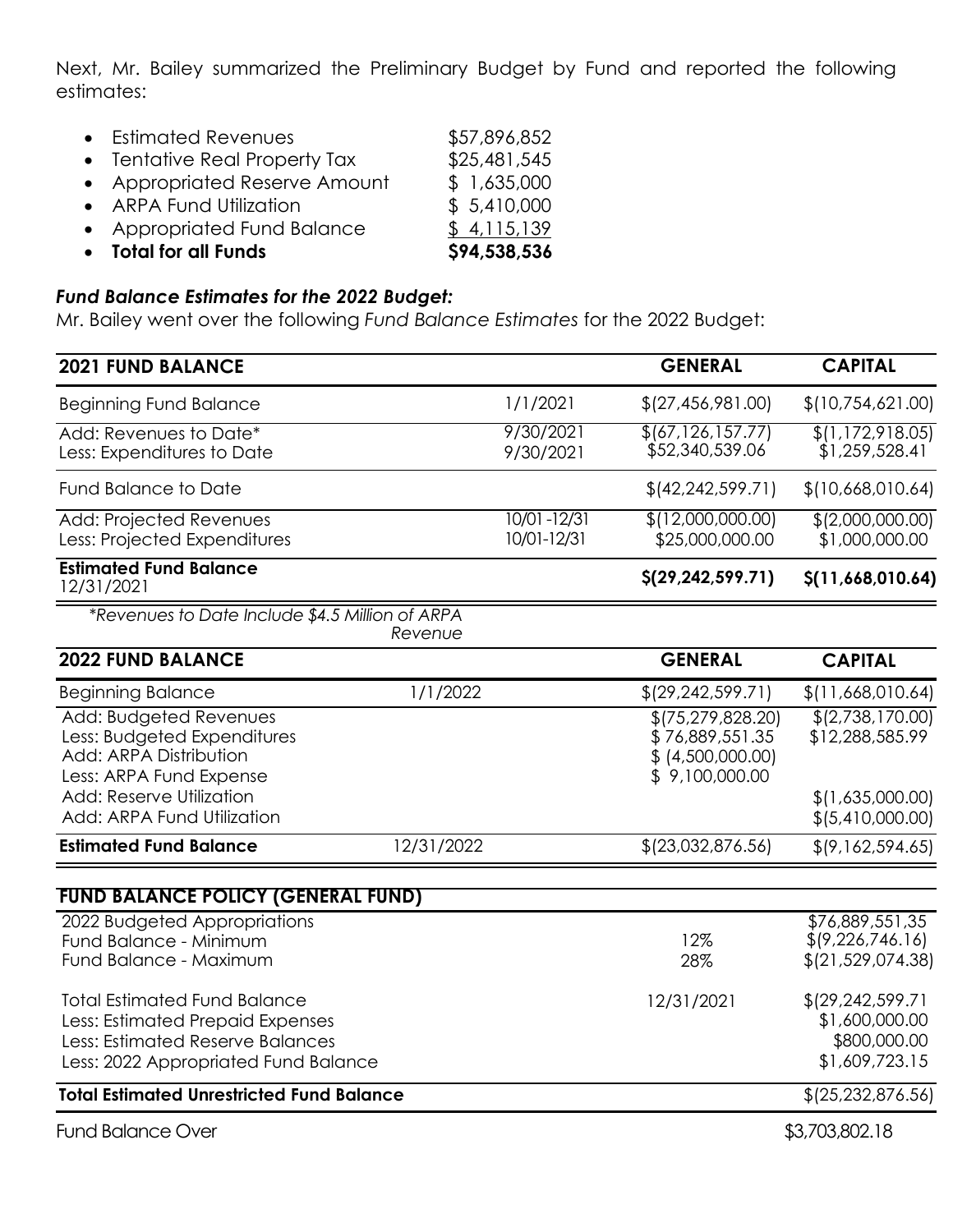Next, Mr. Bailey summarized the Preliminary Budget by Fund and reported the following estimates:

- Estimated Revenues $57,896,852
- Tentative Real Property Tax $25,481,545
- Appropriated Reserve Amount $ 1,635,000
- ARPA Fund Utilization $ 5,410,000
- Appropriated Fund Balance $ 4,115,139
- **Total for all Funds** **$94,538,536**

### *Fund Balance Estimates for the 2022 Budget:*

Mr. Bailey went over the following *Fund Balance Estimates* for the 2022 Budget:

| **2021 FUND BALANCE** | | **GENERAL** | **CAPITAL** |
|---|---|---|---|
| Beginning Fund Balance | 1/1/2021 | $(27,456,981.00) | $(10,754,621.00) |
| Add: Revenues to Date* | 9/30/2021 | $(67,126,157.77) | $(1,172,918.05) |
| Less: Expenditures to Date | 9/30/2021 | $52,340,539.06 | $1,259,528.41 |
| Fund Balance to Date | | $(42,242,599.71) | $(10,668,010.64) |
| Add: Projected Revenues | 10/01 -12/31 | $(12,000,000.00) | $(2,000,000.00) |
| Less: Projected Expenditures | 10/01-12/31 | $25,000,000.00 | $1,000,000.00 |
| **Estimated Fund Balance** 12/31/2021 | | **$(29,242,599.71)** | **$(11,668,010.64)** |

*\*Revenues to Date Include $4.5 Million of ARPA Revenue*

| **2022 FUND BALANCE** | | **GENERAL** | **CAPITAL** |
|---|---|---|---|
| Beginning Balance | 1/1/2022 | $(29,242,599.71) | $(11,668,010.64) |
| Add: Budgeted Revenues | | $(75,279,828.20) | $(2,738,170.00) |
| Less: Budgeted Expenditures | | $ 76,889,551.35 | $12,288,585.99 |
| Add: ARPA Distribution | | $ (4,500,000.00) | |
| Less: ARPA Fund Expense | | $ 9,100,000.00 | |
| Add: Reserve Utilization | | | $(1,635,000.00) |
| Add: ARPA Fund Utilization | | | $(5,410,000.00) |
| **Estimated Fund Balance** | 12/31/2022 | $(23,032,876.56) | $(9,162,594.65) |

| **FUND BALANCE POLICY (GENERAL FUND)** | | |
|---|---|---|
| 2022 Budgeted Appropriations | | $76,889,551,35 |
| Fund Balance - Minimum | 12% | $(9,226,746.16) |
| Fund Balance - Maximum | 28% | $(21,529,074.38) |
| Total Estimated Fund Balance | 12/31/2021 | $(29,242,599.71 |
| Less: Estimated Prepaid Expenses | | $1,600,000.00 |
| Less: Estimated Reserve Balances | | $800,000.00 |
| Less: 2022 Appropriated Fund Balance | | $1,609,723.15 |
| **Total Estimated Unrestricted Fund Balance** | | $(25,232,876.56) |
| Fund Balance Over | | $3,703,802.18 |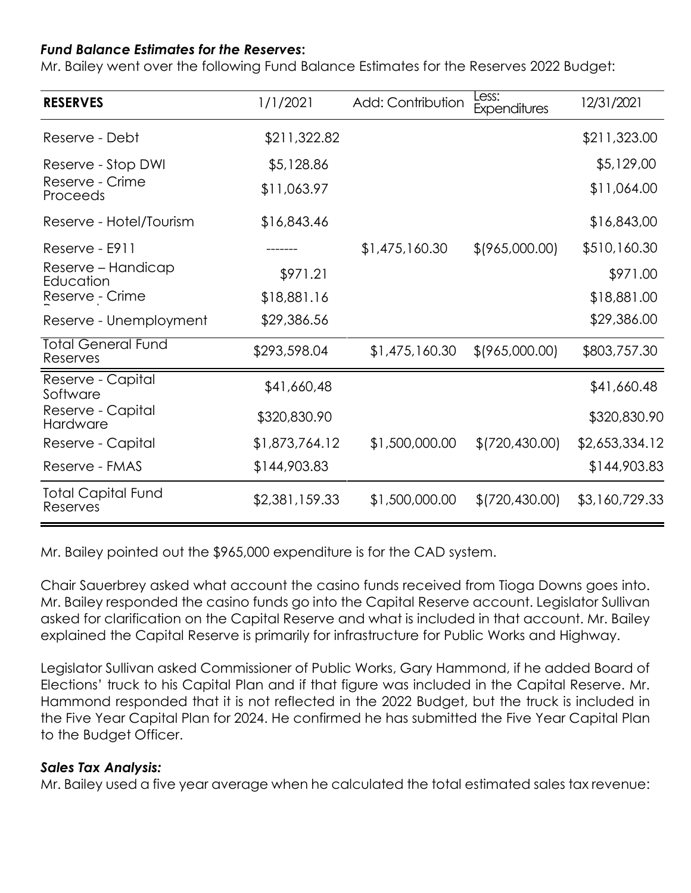### *Fund Balance Estimates for the Reserves:*

Mr. Bailey went over the following Fund Balance Estimates for the Reserves 2022 Budget:

| **RESERVES** | 1/1/2021 | Add: Contribution | Less: Expenditures | 12/31/2021 |
|---|---|---|---|---|
| Reserve - Debt | $211,322.82 | | | $211,323.00 |
| Reserve - Stop DWI | $5,128.86 | | | $5,129,00 |
| Reserve - Crime Proceeds | $11,063.97 | | | $11,064.00 |
| Reserve - Hotel/Tourism | $16,843.46 | | | $16,843,00 |
| Reserve - E911 | ------- | $1,475,160.30 | $(965,000.00) | $510,160.30 |
| Reserve – Handicap Education | $971.21 | | | $971.00 |
| Reserve - Crime | $18,881.16 | | | $18,881.00 |
| Reserve - Unemployment | $29,386.56 | | | $29,386.00 |
| Total General Fund Reserves | $293,598.04 | $1,475,160.30 | $(965,000.00) | $803,757.30 |
| Reserve - Capital Software | $41,660,48 | | | $41,660.48 |
| Reserve - Capital Hardware | $320,830.90 | | | $320,830.90 |
| Reserve - Capital | $1,873,764.12 | $1,500,000.00 | $(720,430.00) | $2,653,334.12 |
| Reserve - FMAS | $144,903.83 | | | $144,903.83 |
| Total Capital Fund Reserves | $2,381,159.33 | $1,500,000.00 | $(720,430.00) | $3,160,729.33 |

Mr. Bailey pointed out the $965,000 expenditure is for the CAD system.

Chair Sauerbrey asked what account the casino funds received from Tioga Downs goes into. Mr. Bailey responded the casino funds go into the Capital Reserve account. Legislator Sullivan asked for clarification on the Capital Reserve and what is included in that account. Mr. Bailey explained the Capital Reserve is primarily for infrastructure for Public Works and Highway.

Legislator Sullivan asked Commissioner of Public Works, Gary Hammond, if he added Board of Elections' truck to his Capital Plan and if that figure was included in the Capital Reserve. Mr. Hammond responded that it is not reflected in the 2022 Budget, but the truck is included in the Five Year Capital Plan for 2024. He confirmed he has submitted the Five Year Capital Plan to the Budget Officer.

### *Sales Tax Analysis:*

Mr. Bailey used a five year average when he calculated the total estimated sales tax revenue: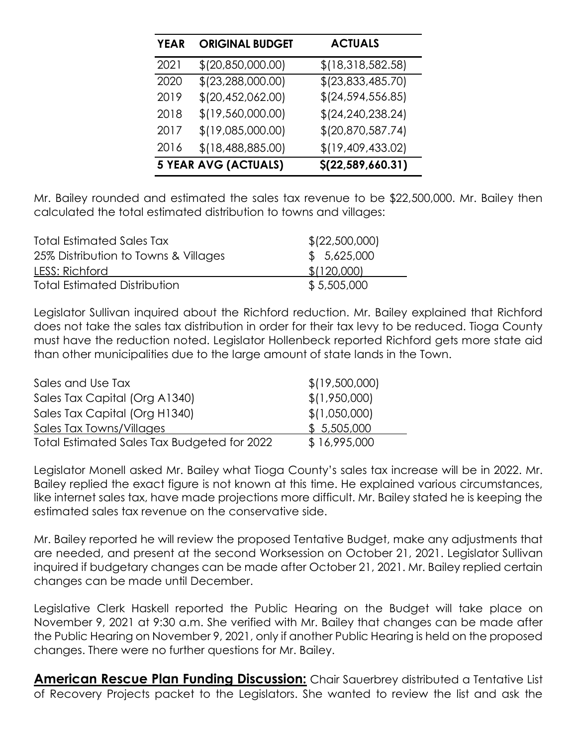| YEAR | ORIGINAL BUDGET | ACTUALS |
|---|---|---|
| 2021 | $(20,850,000.00) | $(18,318,582.58) |
| 2020 | $(23,288,000.00) | $(23,833,485.70) |
| 2019 | $(20,452,062.00) | $(24,594,556.85) |
| 2018 | $(19,560,000.00) | $(24,240,238.24) |
| 2017 | $(19,085,000.00) | $(20,870,587.74) |
| 2016 | $(18,488,885.00) | $(19,409,433.02) |
| **5 YEAR AVG (ACTUALS)** | | **$(22,589,660.31)** |

Mr. Bailey rounded and estimated the sales tax revenue to be $22,500,000. Mr. Bailey then calculated the total estimated distribution to towns and villages:

| | |
|---|---|
| Total Estimated Sales Tax | $(22,500,000) |
| 25% Distribution to Towns & Villages | $ 5,625,000 |
| LESS: Richford | $(120,000) |
| Total Estimated Distribution | $ 5,505,000 |

Legislator Sullivan inquired about the Richford reduction. Mr. Bailey explained that Richford does not take the sales tax distribution in order for their tax levy to be reduced. Tioga County must have the reduction noted. Legislator Hollenbeck reported Richford gets more state aid than other municipalities due to the large amount of state lands in the Town.

| | |
|---|---|
| Sales and Use Tax | $(19,500,000) |
| Sales Tax Capital (Org A1340) | $(1,950,000) |
| Sales Tax Capital (Org H1340) | $(1,050,000) |
| Sales Tax Towns/Villages | $ 5,505,000 |
| Total Estimated Sales Tax Budgeted for 2022 | $ 16,995,000 |

Legislator Monell asked Mr. Bailey what Tioga County's sales tax increase will be in 2022. Mr. Bailey replied the exact figure is not known at this time. He explained various circumstances, like internet sales tax, have made projections more difficult. Mr. Bailey stated he is keeping the estimated sales tax revenue on the conservative side.

Mr. Bailey reported he will review the proposed Tentative Budget, make any adjustments that are needed, and present at the second Worksession on October 21, 2021. Legislator Sullivan inquired if budgetary changes can be made after October 21, 2021. Mr. Bailey replied certain changes can be made until December.

Legislative Clerk Haskell reported the Public Hearing on the Budget will take place on November 9, 2021 at 9:30 a.m. She verified with Mr. Bailey that changes can be made after the Public Hearing on November 9, 2021, only if another Public Hearing is held on the proposed changes. There were no further questions for Mr. Bailey.

**American Rescue Plan Funding Discussion:** Chair Sauerbrey distributed a Tentative List of Recovery Projects packet to the Legislators. She wanted to review the list and ask the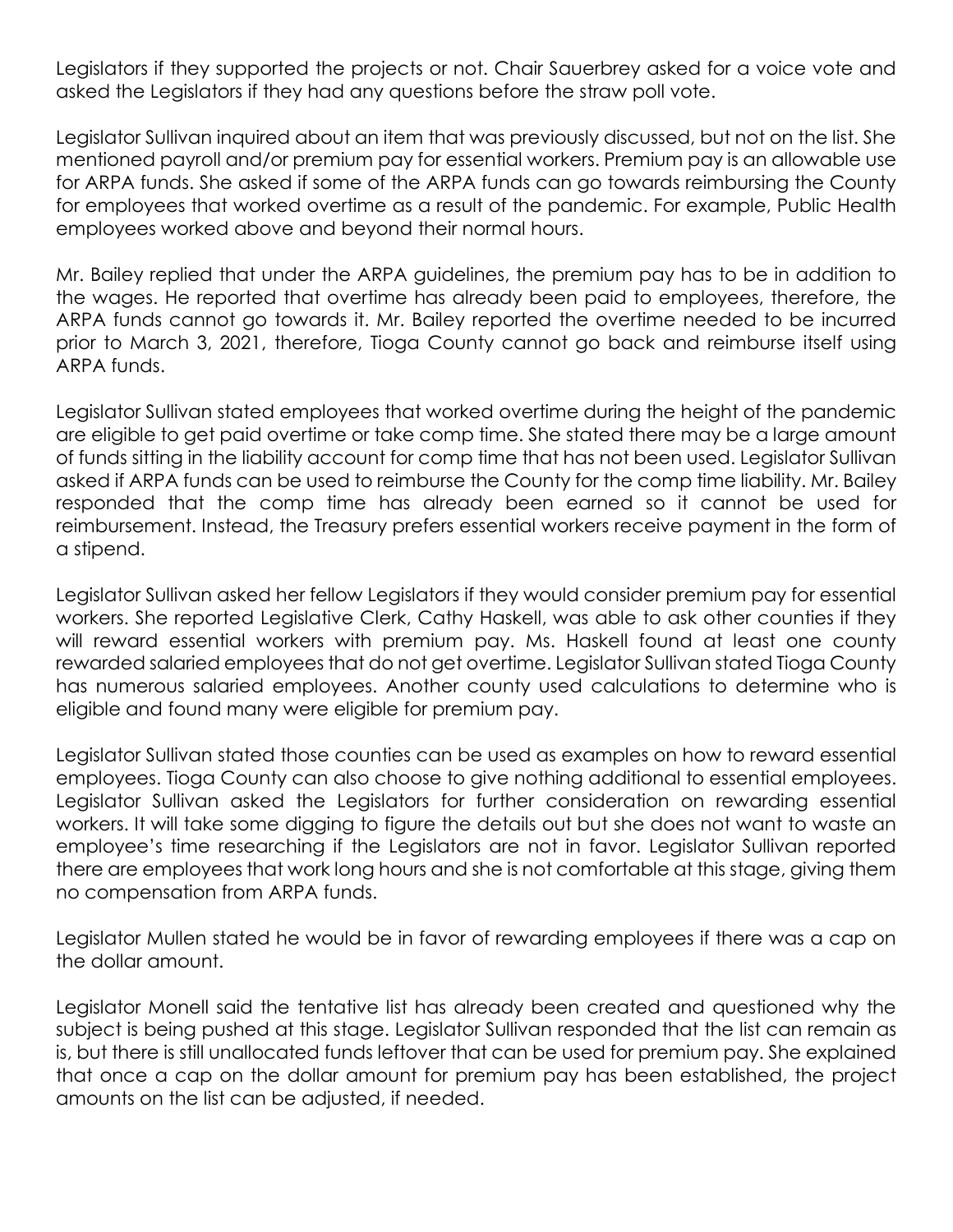Legislators if they supported the projects or not. Chair Sauerbrey asked for a voice vote and asked the Legislators if they had any questions before the straw poll vote.

Legislator Sullivan inquired about an item that was previously discussed, but not on the list. She mentioned payroll and/or premium pay for essential workers. Premium pay is an allowable use for ARPA funds. She asked if some of the ARPA funds can go towards reimbursing the County for employees that worked overtime as a result of the pandemic. For example, Public Health employees worked above and beyond their normal hours.

Mr. Bailey replied that under the ARPA guidelines, the premium pay has to be in addition to the wages. He reported that overtime has already been paid to employees, therefore, the ARPA funds cannot go towards it. Mr. Bailey reported the overtime needed to be incurred prior to March 3, 2021, therefore, Tioga County cannot go back and reimburse itself using ARPA funds.

Legislator Sullivan stated employees that worked overtime during the height of the pandemic are eligible to get paid overtime or take comp time. She stated there may be a large amount of funds sitting in the liability account for comp time that has not been used. Legislator Sullivan asked if ARPA funds can be used to reimburse the County for the comp time liability. Mr. Bailey responded that the comp time has already been earned so it cannot be used for reimbursement. Instead, the Treasury prefers essential workers receive payment in the form of a stipend.

Legislator Sullivan asked her fellow Legislators if they would consider premium pay for essential workers. She reported Legislative Clerk, Cathy Haskell, was able to ask other counties if they will reward essential workers with premium pay. Ms. Haskell found at least one county rewarded salaried employees that do not get overtime. Legislator Sullivan stated Tioga County has numerous salaried employees. Another county used calculations to determine who is eligible and found many were eligible for premium pay.

Legislator Sullivan stated those counties can be used as examples on how to reward essential employees. Tioga County can also choose to give nothing additional to essential employees. Legislator Sullivan asked the Legislators for further consideration on rewarding essential workers. It will take some digging to figure the details out but she does not want to waste an employee's time researching if the Legislators are not in favor. Legislator Sullivan reported there are employees that work long hours and she is not comfortable at this stage, giving them no compensation from ARPA funds.

Legislator Mullen stated he would be in favor of rewarding employees if there was a cap on the dollar amount.

Legislator Monell said the tentative list has already been created and questioned why the subject is being pushed at this stage. Legislator Sullivan responded that the list can remain as is, but there is still unallocated funds leftover that can be used for premium pay. She explained that once a cap on the dollar amount for premium pay has been established, the project amounts on the list can be adjusted, if needed.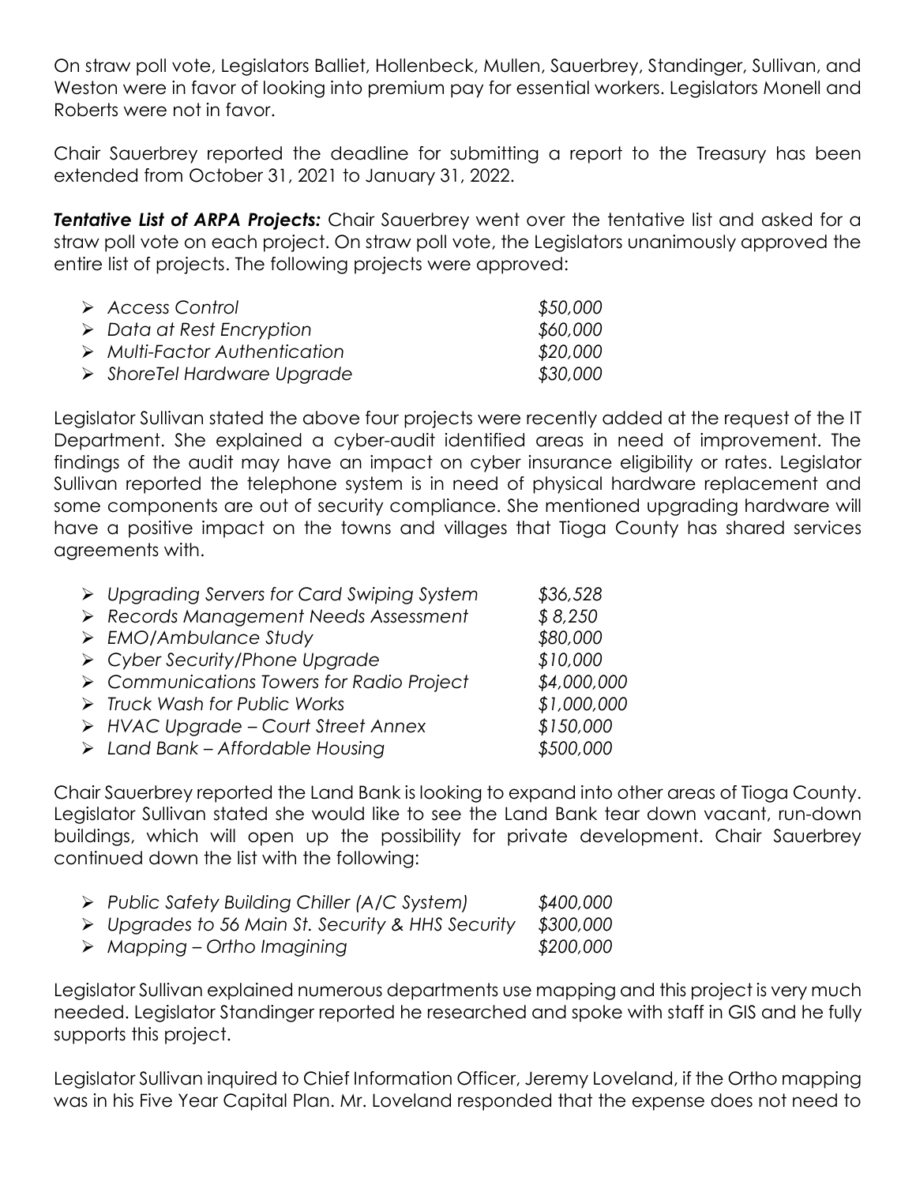On straw poll vote, Legislators Balliet, Hollenbeck, Mullen, Sauerbrey, Standinger, Sullivan, and Weston were in favor of looking into premium pay for essential workers. Legislators Monell and Roberts were not in favor.

Chair Sauerbrey reported the deadline for submitting a report to the Treasury has been extended from October 31, 2021 to January 31, 2022.

***Tentative List of ARPA Projects:*** Chair Sauerbrey went over the tentative list and asked for a straw poll vote on each project. On straw poll vote, the Legislators unanimously approved the entire list of projects. The following projects were approved:

- *Access Control* — *$50,000*
- *Data at Rest Encryption* — *$60,000*
- *Multi-Factor Authentication* — *$20,000*
- *ShoreTel Hardware Upgrade* — *$30,000*

Legislator Sullivan stated the above four projects were recently added at the request of the IT Department. She explained a cyber-audit identified areas in need of improvement. The findings of the audit may have an impact on cyber insurance eligibility or rates. Legislator Sullivan reported the telephone system is in need of physical hardware replacement and some components are out of security compliance. She mentioned upgrading hardware will have a positive impact on the towns and villages that Tioga County has shared services agreements with.

- *Upgrading Servers for Card Swiping System* — *$36,528*
- *Records Management Needs Assessment* — *$ 8,250*
- *EMO/Ambulance Study* — *$80,000*
- *Cyber Security/Phone Upgrade* — *$10,000*
- *Communications Towers for Radio Project* — *$4,000,000*
- *Truck Wash for Public Works* — *$1,000,000*
- *HVAC Upgrade – Court Street Annex* — *$150,000*
- *Land Bank – Affordable Housing* — *$500,000*

Chair Sauerbrey reported the Land Bank is looking to expand into other areas of Tioga County. Legislator Sullivan stated she would like to see the Land Bank tear down vacant, run-down buildings, which will open up the possibility for private development. Chair Sauerbrey continued down the list with the following:

- *Public Safety Building Chiller (A/C System)* — *$400,000*
- *Upgrades to 56 Main St. Security & HHS Security* — *$300,000*
- *Mapping – Ortho Imagining* — *$200,000*

Legislator Sullivan explained numerous departments use mapping and this project is very much needed. Legislator Standinger reported he researched and spoke with staff in GIS and he fully supports this project.

Legislator Sullivan inquired to Chief Information Officer, Jeremy Loveland, if the Ortho mapping was in his Five Year Capital Plan. Mr. Loveland responded that the expense does not need to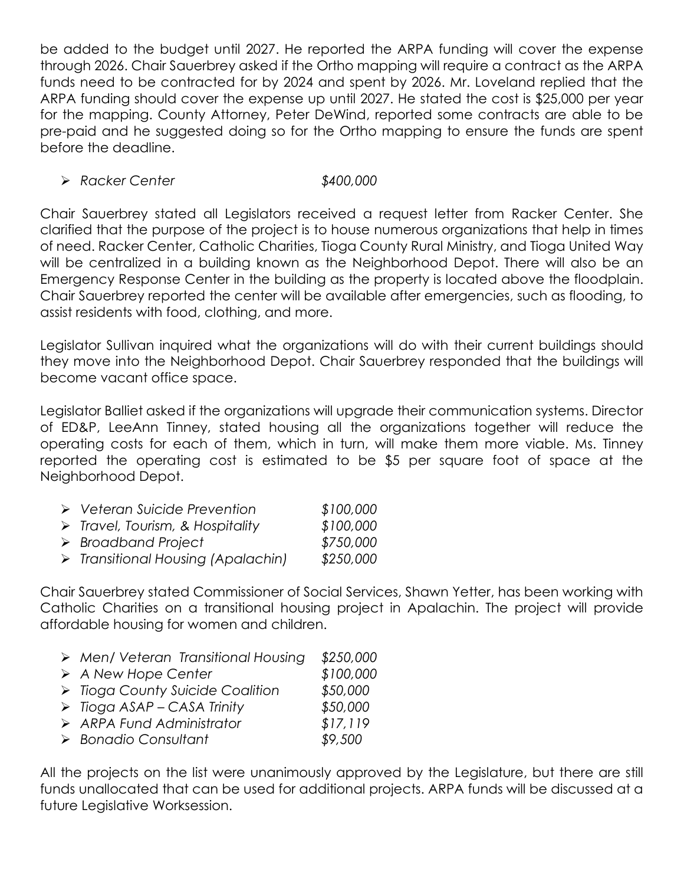be added to the budget until 2027. He reported the ARPA funding will cover the expense through 2026. Chair Sauerbrey asked if the Ortho mapping will require a contract as the ARPA funds need to be contracted for by 2024 and spent by 2026. Mr. Loveland replied that the ARPA funding should cover the expense up until 2027. He stated the cost is $25,000 per year for the mapping. County Attorney, Peter DeWind, reported some contracts are able to be pre-paid and he suggested doing so for the Ortho mapping to ensure the funds are spent before the deadline.

- *Racker Center* *$400,000*

Chair Sauerbrey stated all Legislators received a request letter from Racker Center. She clarified that the purpose of the project is to house numerous organizations that help in times of need. Racker Center, Catholic Charities, Tioga County Rural Ministry, and Tioga United Way will be centralized in a building known as the Neighborhood Depot. There will also be an Emergency Response Center in the building as the property is located above the floodplain. Chair Sauerbrey reported the center will be available after emergencies, such as flooding, to assist residents with food, clothing, and more.

Legislator Sullivan inquired what the organizations will do with their current buildings should they move into the Neighborhood Depot. Chair Sauerbrey responded that the buildings will become vacant office space.

Legislator Balliet asked if the organizations will upgrade their communication systems. Director of ED&P, LeeAnn Tinney, stated housing all the organizations together will reduce the operating costs for each of them, which in turn, will make them more viable. Ms. Tinney reported the operating cost is estimated to be $5 per square foot of space at the Neighborhood Depot.

- *Veteran Suicide Prevention* *$100,000*
- *Travel, Tourism, & Hospitality* *$100,000*
- *Broadband Project* *$750,000*
- *Transitional Housing (Apalachin)* *$250,000*

Chair Sauerbrey stated Commissioner of Social Services, Shawn Yetter, has been working with Catholic Charities on a transitional housing project in Apalachin. The project will provide affordable housing for women and children.

- *Men/ Veteran Transitional Housing* *$250,000*
- *A New Hope Center* *$100,000*
- *Tioga County Suicide Coalition* *$50,000*
- *Tioga ASAP – CASA Trinity* *$50,000*
- *ARPA Fund Administrator* *$17,119*
- *Bonadio Consultant* *$9,500*

All the projects on the list were unanimously approved by the Legislature, but there are still funds unallocated that can be used for additional projects. ARPA funds will be discussed at a future Legislative Worksession.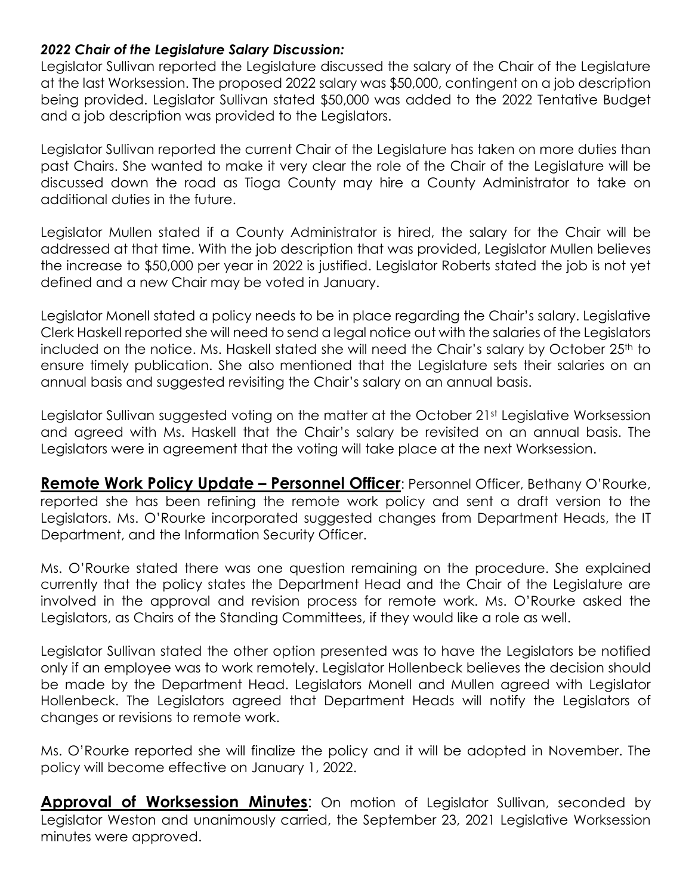***2022 Chair of the Legislature Salary Discussion:***
Legislator Sullivan reported the Legislature discussed the salary of the Chair of the Legislature at the last Worksession. The proposed 2022 salary was $50,000, contingent on a job description being provided. Legislator Sullivan stated $50,000 was added to the 2022 Tentative Budget and a job description was provided to the Legislators.

Legislator Sullivan reported the current Chair of the Legislature has taken on more duties than past Chairs. She wanted to make it very clear the role of the Chair of the Legislature will be discussed down the road as Tioga County may hire a County Administrator to take on additional duties in the future.

Legislator Mullen stated if a County Administrator is hired, the salary for the Chair will be addressed at that time. With the job description that was provided, Legislator Mullen believes the increase to $50,000 per year in 2022 is justified. Legislator Roberts stated the job is not yet defined and a new Chair may be voted in January.

Legislator Monell stated a policy needs to be in place regarding the Chair's salary. Legislative Clerk Haskell reported she will need to send a legal notice out with the salaries of the Legislators included on the notice. Ms. Haskell stated she will need the Chair's salary by October 25th to ensure timely publication. She also mentioned that the Legislature sets their salaries on an annual basis and suggested revisiting the Chair's salary on an annual basis.

Legislator Sullivan suggested voting on the matter at the October 21st Legislative Worksession and agreed with Ms. Haskell that the Chair's salary be revisited on an annual basis. The Legislators were in agreement that the voting will take place at the next Worksession.

**Remote Work Policy Update – Personnel Officer**: Personnel Officer, Bethany O'Rourke, reported she has been refining the remote work policy and sent a draft version to the Legislators. Ms. O'Rourke incorporated suggested changes from Department Heads, the IT Department, and the Information Security Officer.

Ms. O'Rourke stated there was one question remaining on the procedure. She explained currently that the policy states the Department Head and the Chair of the Legislature are involved in the approval and revision process for remote work. Ms. O'Rourke asked the Legislators, as Chairs of the Standing Committees, if they would like a role as well.

Legislator Sullivan stated the other option presented was to have the Legislators be notified only if an employee was to work remotely. Legislator Hollenbeck believes the decision should be made by the Department Head. Legislators Monell and Mullen agreed with Legislator Hollenbeck. The Legislators agreed that Department Heads will notify the Legislators of changes or revisions to remote work.

Ms. O'Rourke reported she will finalize the policy and it will be adopted in November. The policy will become effective on January 1, 2022.

**Approval of Worksession Minutes**: On motion of Legislator Sullivan, seconded by Legislator Weston and unanimously carried, the September 23, 2021 Legislative Worksession minutes were approved.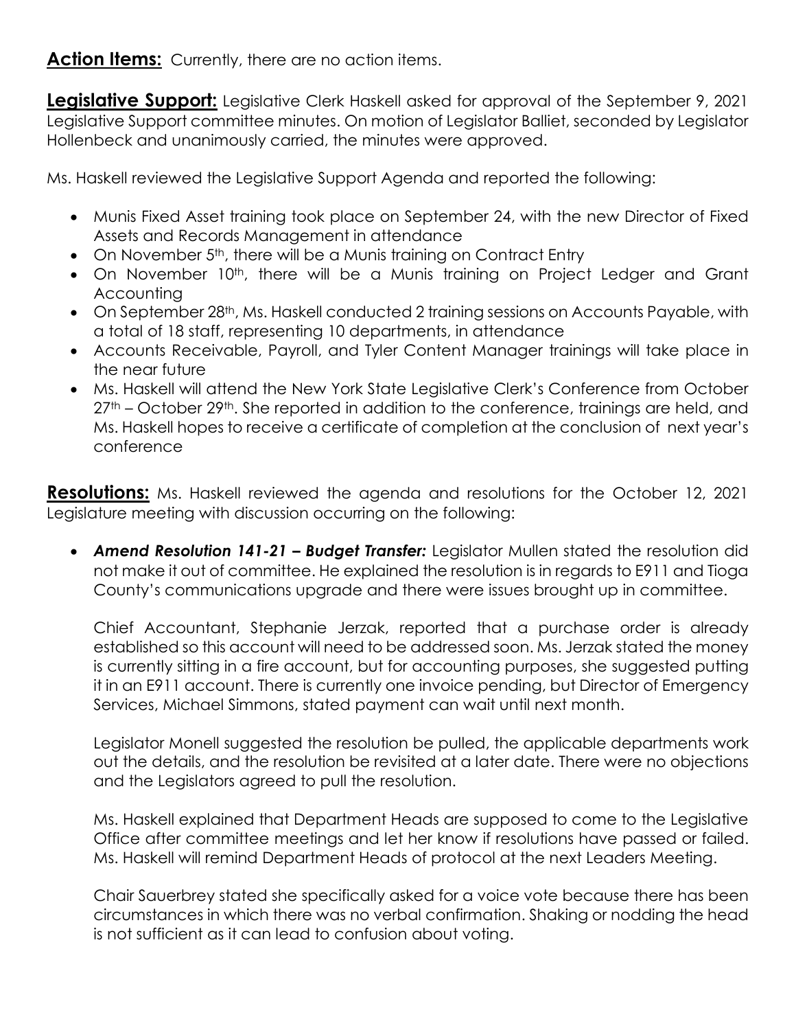**Action Items:** Currently, there are no action items.

**Legislative Support:** Legislative Clerk Haskell asked for approval of the September 9, 2021 Legislative Support committee minutes. On motion of Legislator Balliet, seconded by Legislator Hollenbeck and unanimously carried, the minutes were approved.

Ms. Haskell reviewed the Legislative Support Agenda and reported the following:

- Munis Fixed Asset training took place on September 24, with the new Director of Fixed Assets and Records Management in attendance
- On November 5th, there will be a Munis training on Contract Entry
- On November 10th, there will be a Munis training on Project Ledger and Grant Accounting
- On September 28th, Ms. Haskell conducted 2 training sessions on Accounts Payable, with a total of 18 staff, representing 10 departments, in attendance
- Accounts Receivable, Payroll, and Tyler Content Manager trainings will take place in the near future
- Ms. Haskell will attend the New York State Legislative Clerk's Conference from October 27th – October 29th. She reported in addition to the conference, trainings are held, and Ms. Haskell hopes to receive a certificate of completion at the conclusion of next year's conference

**Resolutions:** Ms. Haskell reviewed the agenda and resolutions for the October 12, 2021 Legislature meeting with discussion occurring on the following:

- ***Amend Resolution 141-21 – Budget Transfer:*** Legislator Mullen stated the resolution did not make it out of committee. He explained the resolution is in regards to E911 and Tioga County's communications upgrade and there were issues brought up in committee.

  Chief Accountant, Stephanie Jerzak, reported that a purchase order is already established so this account will need to be addressed soon. Ms. Jerzak stated the money is currently sitting in a fire account, but for accounting purposes, she suggested putting it in an E911 account. There is currently one invoice pending, but Director of Emergency Services, Michael Simmons, stated payment can wait until next month.

  Legislator Monell suggested the resolution be pulled, the applicable departments work out the details, and the resolution be revisited at a later date. There were no objections and the Legislators agreed to pull the resolution.

  Ms. Haskell explained that Department Heads are supposed to come to the Legislative Office after committee meetings and let her know if resolutions have passed or failed. Ms. Haskell will remind Department Heads of protocol at the next Leaders Meeting.

  Chair Sauerbrey stated she specifically asked for a voice vote because there has been circumstances in which there was no verbal confirmation. Shaking or nodding the head is not sufficient as it can lead to confusion about voting.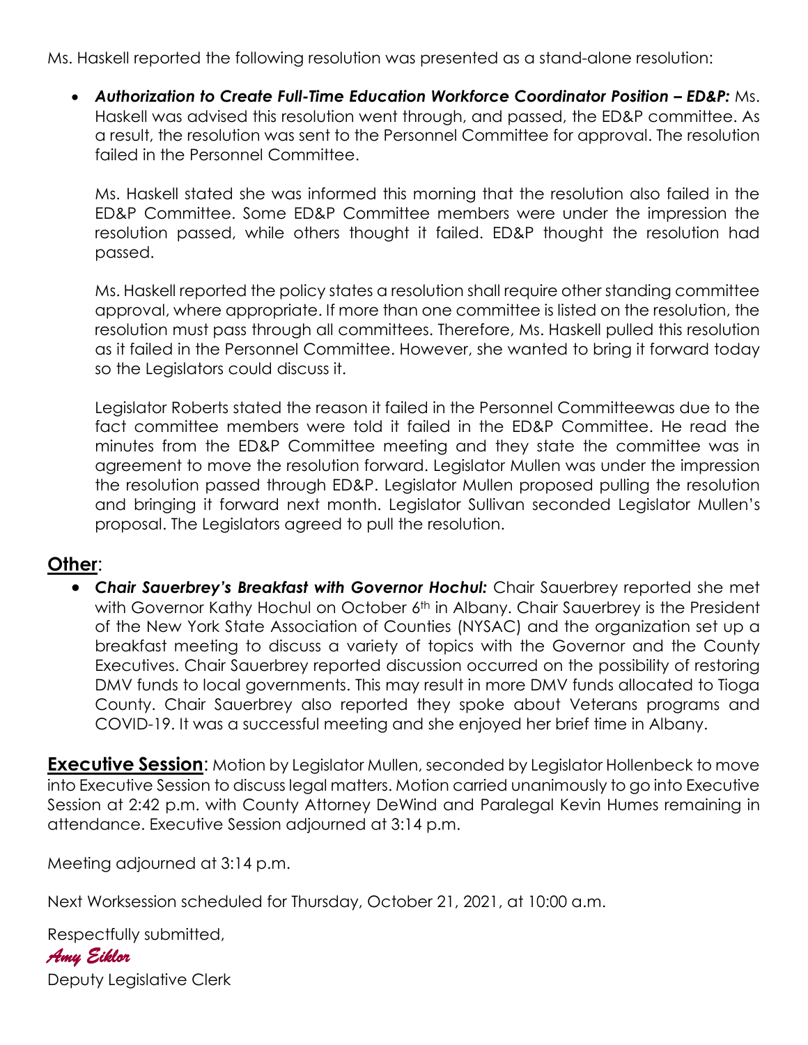Ms. Haskell reported the following resolution was presented as a stand-alone resolution:

- ***Authorization to Create Full-Time Education Workforce Coordinator Position – ED&P:*** Ms. Haskell was advised this resolution went through, and passed, the ED&P committee. As a result, the resolution was sent to the Personnel Committee for approval. The resolution failed in the Personnel Committee.

  Ms. Haskell stated she was informed this morning that the resolution also failed in the ED&P Committee. Some ED&P Committee members were under the impression the resolution passed, while others thought it failed. ED&P thought the resolution had passed.

  Ms. Haskell reported the policy states a resolution shall require other standing committee approval, where appropriate. If more than one committee is listed on the resolution, the resolution must pass through all committees. Therefore, Ms. Haskell pulled this resolution as it failed in the Personnel Committee. However, she wanted to bring it forward today so the Legislators could discuss it.

  Legislator Roberts stated the reason it failed in the Personnel Committeewas due to the fact committee members were told it failed in the ED&P Committee. He read the minutes from the ED&P Committee meeting and they state the committee was in agreement to move the resolution forward. Legislator Mullen was under the impression the resolution passed through ED&P. Legislator Mullen proposed pulling the resolution and bringing it forward next month. Legislator Sullivan seconded Legislator Mullen's proposal. The Legislators agreed to pull the resolution.

## **Other**:

- ***Chair Sauerbrey's Breakfast with Governor Hochul:*** Chair Sauerbrey reported she met with Governor Kathy Hochul on October 6th in Albany. Chair Sauerbrey is the President of the New York State Association of Counties (NYSAC) and the organization set up a breakfast meeting to discuss a variety of topics with the Governor and the County Executives. Chair Sauerbrey reported discussion occurred on the possibility of restoring DMV funds to local governments. This may result in more DMV funds allocated to Tioga County. Chair Sauerbrey also reported they spoke about Veterans programs and COVID-19. It was a successful meeting and she enjoyed her brief time in Albany.

**Executive Session**: Motion by Legislator Mullen, seconded by Legislator Hollenbeck to move into Executive Session to discuss legal matters. Motion carried unanimously to go into Executive Session at 2:42 p.m. with County Attorney DeWind and Paralegal Kevin Humes remaining in attendance. Executive Session adjourned at 3:14 p.m.

Meeting adjourned at 3:14 p.m.

Next Worksession scheduled for Thursday, October 21, 2021, at 10:00 a.m.

Respectfully submitted,

*Amy Eiklor*

Deputy Legislative Clerk